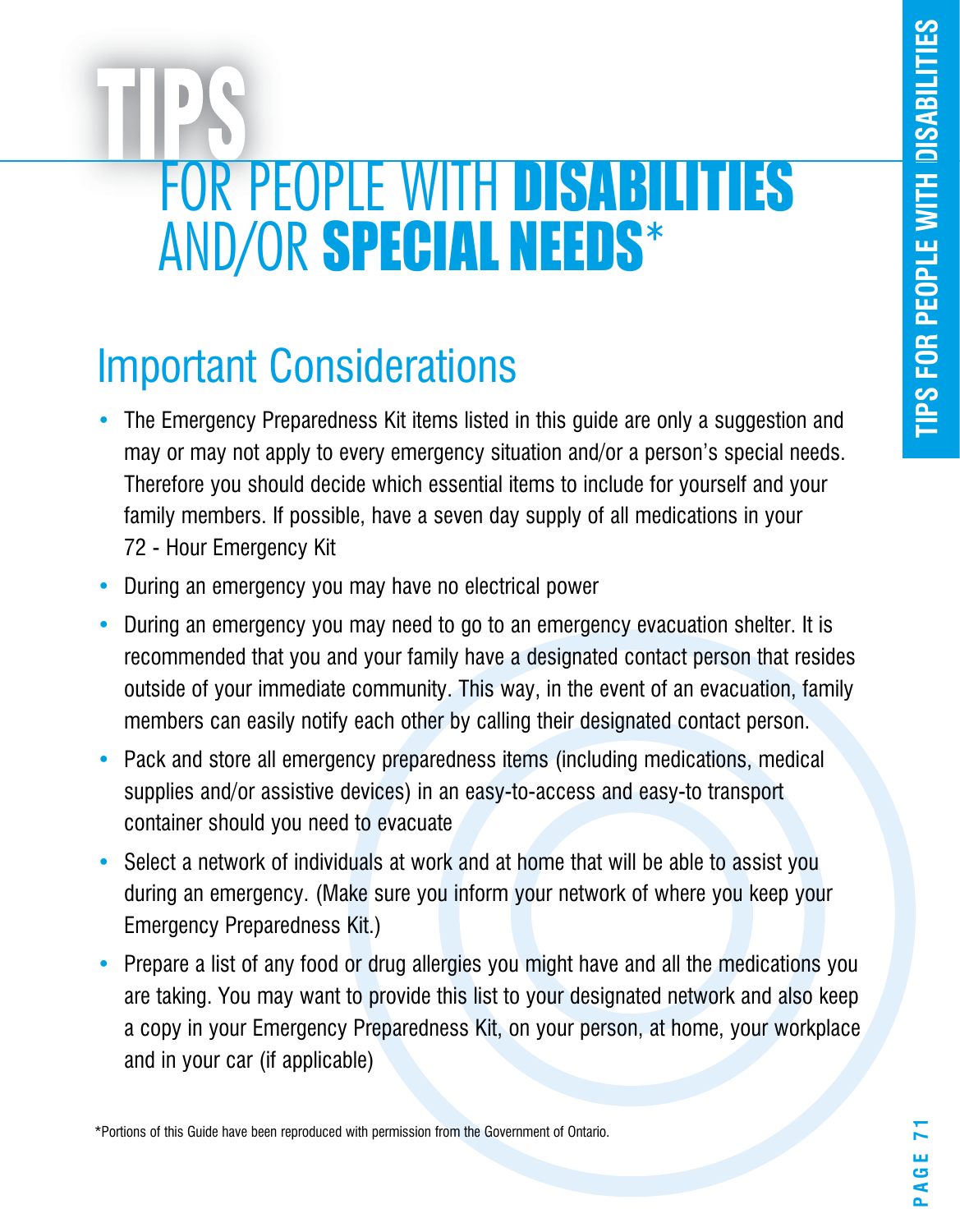# TIPS FOR PEOPLE WITH **DISABILITIES** AND/OR **SPECIAL NEEDS***

## Important Considerations

- The Emergency Preparedness Kit items listed in this guide are only a suggestion and may or may not apply to every emergency situation and/or a person's special needs. Therefore you should decide which essential items to include for yourself and your family members. If possible, have a seven day supply of all medications in your 72 - Hour Emergency Kit
- During an emergency you may have no electrical power
- During an emergency you may need to go to an emergency evacuation shelter. It is recommended that you and your family have a designated contact person that resides outside of your immediate community. This way, in the event of an evacuation, family members can easily notify each other by calling their designated contact person.
- Pack and store all emergency preparedness items (including medications, medical supplies and/or assistive devices) in an easy-to-access and easy-to transport container should you need to evacuate
- Select a network of individuals at work and at home that will be able to assist you during an emergency. (Make sure you inform your network of where you keep your Emergency Preparedness Kit.)
- Prepare a list of any food or drug allergies you might have and all the medications you are taking. You may want to provide this list to your designated network and also keep a copy in your Emergency Preparedness Kit, on your person, at home, your workplace and in your car (if applicable)

*Portions of this Guide have been reproduced with permission from the Government of Ontario.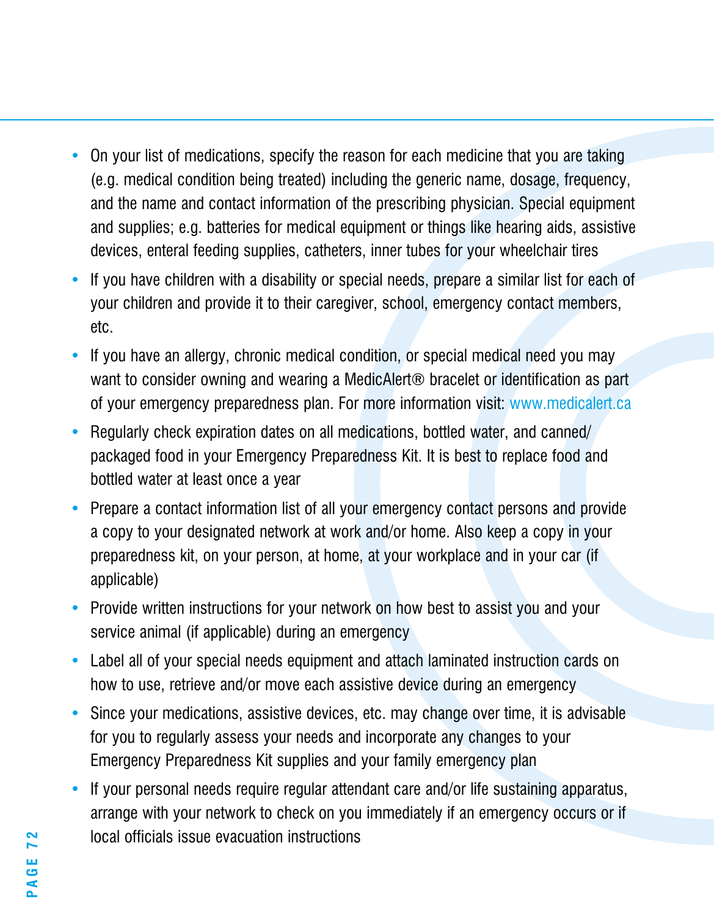- On your list of medications, specify the reason for each medicine that you are taking (e.g. medical condition being treated) including the generic name, dosage, frequency, and the name and contact information of the prescribing physician. Special equipment and supplies; e.g. batteries for medical equipment or things like hearing aids, assistive devices, enteral feeding supplies, catheters, inner tubes for your wheelchair tires
- If you have children with a disability or special needs, prepare a similar list for each of your children and provide it to their caregiver, school, emergency contact members, etc.
- If you have an allergy, chronic medical condition, or special medical need you may want to consider owning and wearing a MedicAlert® bracelet or identification as part of your emergency preparedness plan. For more information visit: www.medicalert.ca
- Regularly check expiration dates on all medications, bottled water, and canned/packaged food in your Emergency Preparedness Kit. It is best to replace food and bottled water at least once a year
- Prepare a contact information list of all your emergency contact persons and provide a copy to your designated network at work and/or home. Also keep a copy in your preparedness kit, on your person, at home, at your workplace and in your car (if applicable)
- Provide written instructions for your network on how best to assist you and your service animal (if applicable) during an emergency
- Label all of your special needs equipment and attach laminated instruction cards on how to use, retrieve and/or move each assistive device during an emergency
- Since your medications, assistive devices, etc. may change over time, it is advisable for you to regularly assess your needs and incorporate any changes to your Emergency Preparedness Kit supplies and your family emergency plan
- If your personal needs require regular attendant care and/or life sustaining apparatus, arrange with your network to check on you immediately if an emergency occurs or if local officials issue evacuation instructions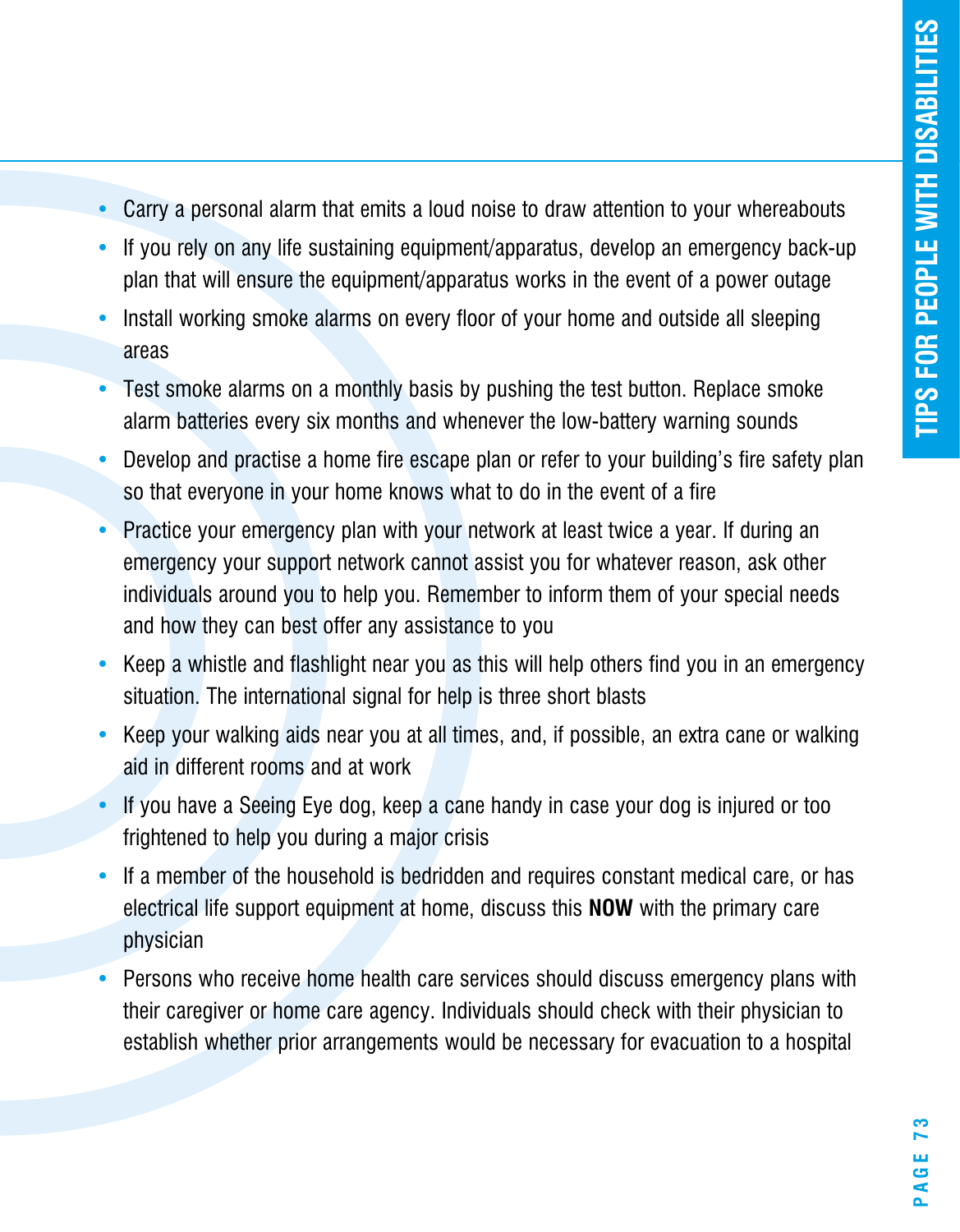- Carry a personal alarm that emits a loud noise to draw attention to your whereabouts
- If you rely on any life sustaining equipment/apparatus, develop an emergency back-up plan that will ensure the equipment/apparatus works in the event of a power outage
- Install working smoke alarms on every floor of your home and outside all sleeping areas
- Test smoke alarms on a monthly basis by pushing the test button. Replace smoke alarm batteries every six months and whenever the low-battery warning sounds
- Develop and practise a home fire escape plan or refer to your building's fire safety plan so that everyone in your home knows what to do in the event of a fire
- Practice your emergency plan with your network at least twice a year. If during an emergency your support network cannot assist you for whatever reason, ask other individuals around you to help you. Remember to inform them of your special needs and how they can best offer any assistance to you
- Keep a whistle and flashlight near you as this will help others find you in an emergency situation. The international signal for help is three short blasts
- Keep your walking aids near you at all times, and, if possible, an extra cane or walking aid in different rooms and at work
- If you have a Seeing Eye dog, keep a cane handy in case your dog is injured or too frightened to help you during a major crisis
- If a member of the household is bedridden and requires constant medical care, or has electrical life support equipment at home, discuss this **NOW** with the primary care physician
- Persons who receive home health care services should discuss emergency plans with their caregiver or home care agency. Individuals should check with their physician to establish whether prior arrangements would be necessary for evacuation to a hospital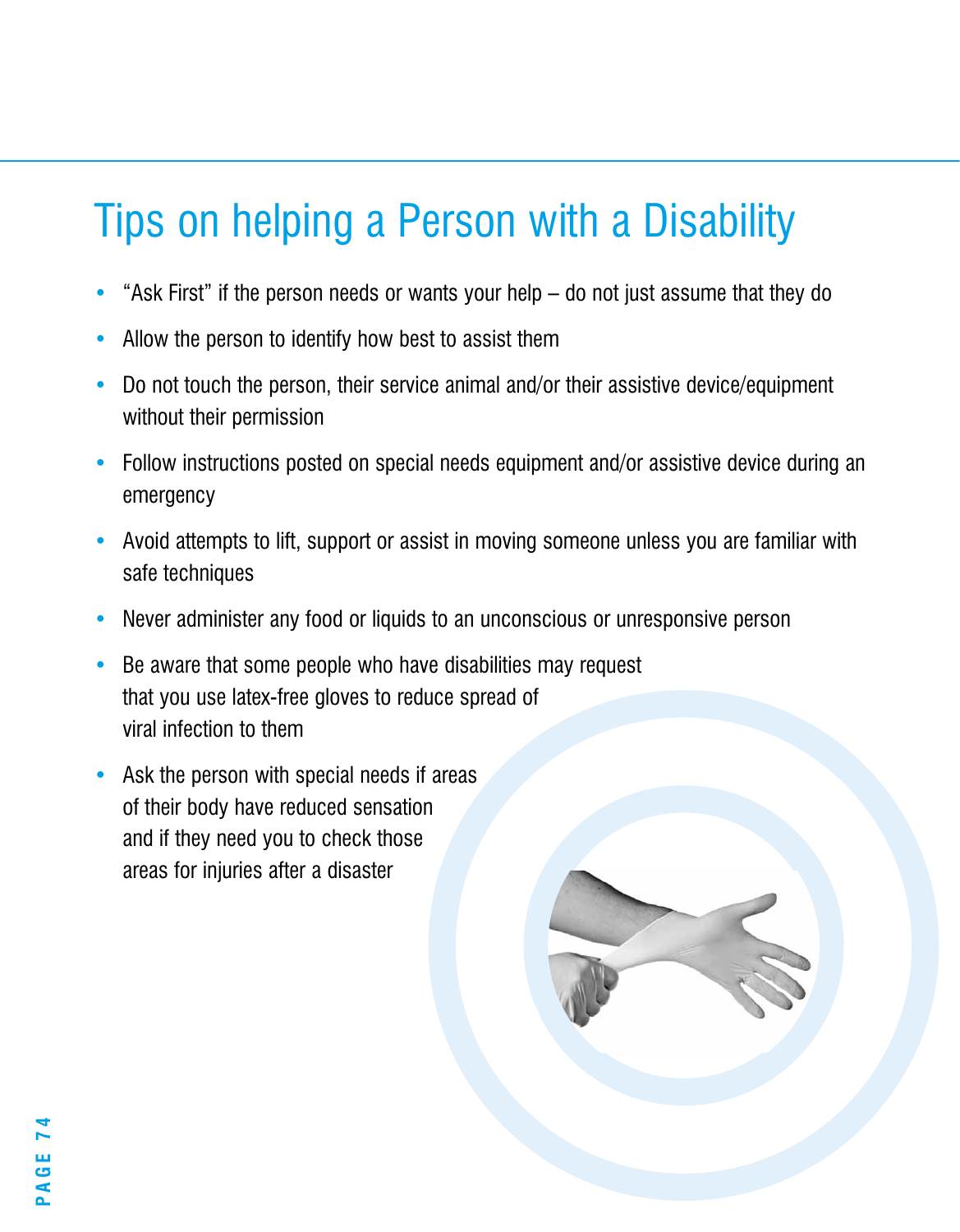# Tips on helping a Person with a Disability

- "Ask First" if the person needs or wants your help – do not just assume that they do
- Allow the person to identify how best to assist them
- Do not touch the person, their service animal and/or their assistive device/equipment without their permission
- Follow instructions posted on special needs equipment and/or assistive device during an emergency
- Avoid attempts to lift, support or assist in moving someone unless you are familiar with safe techniques
- Never administer any food or liquids to an unconscious or unresponsive person
- Be aware that some people who have disabilities may request that you use latex-free gloves to reduce spread of viral infection to them
- Ask the person with special needs if areas of their body have reduced sensation and if they need you to check those areas for injuries after a disaster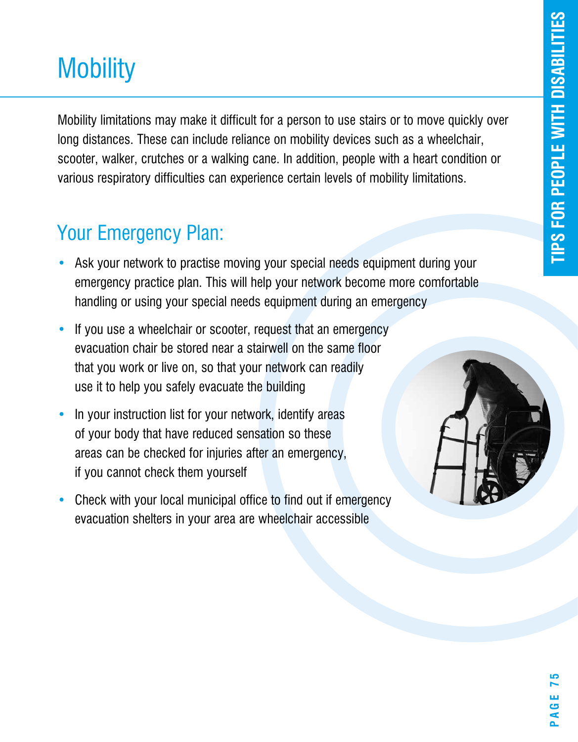# Mobility

Mobility limitations may make it difficult for a person to use stairs or to move quickly over long distances. These can include reliance on mobility devices such as a wheelchair, scooter, walker, crutches or a walking cane. In addition, people with a heart condition or various respiratory difficulties can experience certain levels of mobility limitations.

## Your Emergency Plan:

- Ask your network to practise moving your special needs equipment during your emergency practice plan. This will help your network become more comfortable handling or using your special needs equipment during an emergency
- If you use a wheelchair or scooter, request that an emergency evacuation chair be stored near a stairwell on the same floor that you work or live on, so that your network can readily use it to help you safely evacuate the building
- In your instruction list for your network, identify areas of your body that have reduced sensation so these areas can be checked for injuries after an emergency, if you cannot check them yourself
- Check with your local municipal office to find out if emergency evacuation shelters in your area are wheelchair accessible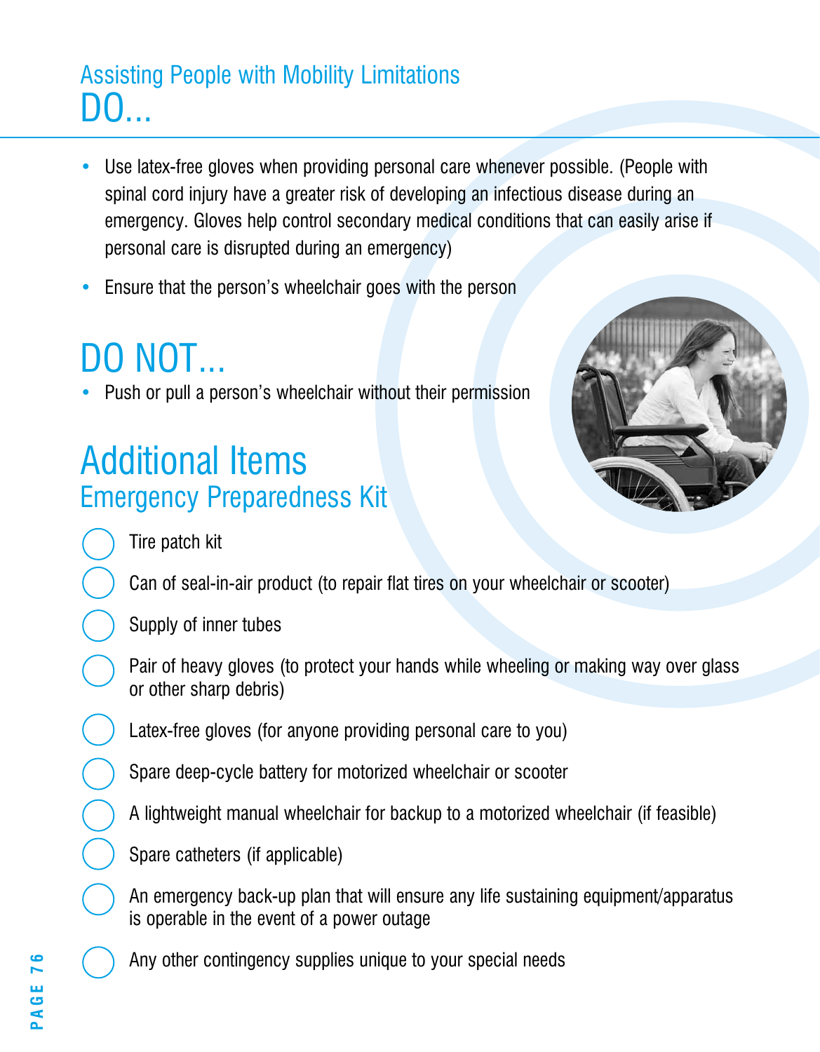## Assisting People with Mobility Limitations

# DO...

- Use latex-free gloves when providing personal care whenever possible. (People with spinal cord injury have a greater risk of developing an infectious disease during an emergency. Gloves help control secondary medical conditions that can easily arise if personal care is disrupted during an emergency)
- Ensure that the person's wheelchair goes with the person

# DO NOT...

- Push or pull a person's wheelchair without their permission

# Additional Items

## Emergency Preparedness Kit

- ◯ Tire patch kit
- ◯ Can of seal-in-air product (to repair flat tires on your wheelchair or scooter)
- ◯ Supply of inner tubes
- ◯ Pair of heavy gloves (to protect your hands while wheeling or making way over glass or other sharp debris)
- ◯ Latex-free gloves (for anyone providing personal care to you)
- ◯ Spare deep-cycle battery for motorized wheelchair or scooter
- ◯ A lightweight manual wheelchair for backup to a motorized wheelchair (if feasible)
- ◯ Spare catheters (if applicable)
- ◯ An emergency back-up plan that will ensure any life sustaining equipment/apparatus is operable in the event of a power outage
- ◯ Any other contingency supplies unique to your special needs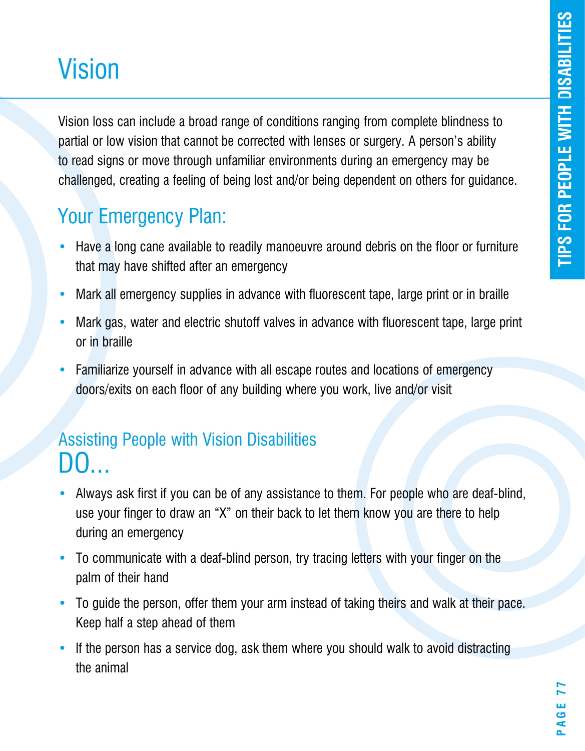# Vision

Vision loss can include a broad range of conditions ranging from complete blindness to partial or low vision that cannot be corrected with lenses or surgery. A person's ability to read signs or move through unfamiliar environments during an emergency may be challenged, creating a feeling of being lost and/or being dependent on others for guidance.

## Your Emergency Plan:

- Have a long cane available to readily manoeuvre around debris on the floor or furniture that may have shifted after an emergency
- Mark all emergency supplies in advance with fluorescent tape, large print or in braille
- Mark gas, water and electric shutoff valves in advance with fluorescent tape, large print or in braille
- Familiarize yourself in advance with all escape routes and locations of emergency doors/exits on each floor of any building where you work, live and/or visit

## Assisting People with Vision Disabilities

### DO...

- Always ask first if you can be of any assistance to them. For people who are deaf-blind, use your finger to draw an "X" on their back to let them know you are there to help during an emergency
- To communicate with a deaf-blind person, try tracing letters with your finger on the palm of their hand
- To guide the person, offer them your arm instead of taking theirs and walk at their pace. Keep half a step ahead of them
- If the person has a service dog, ask them where you should walk to avoid distracting the animal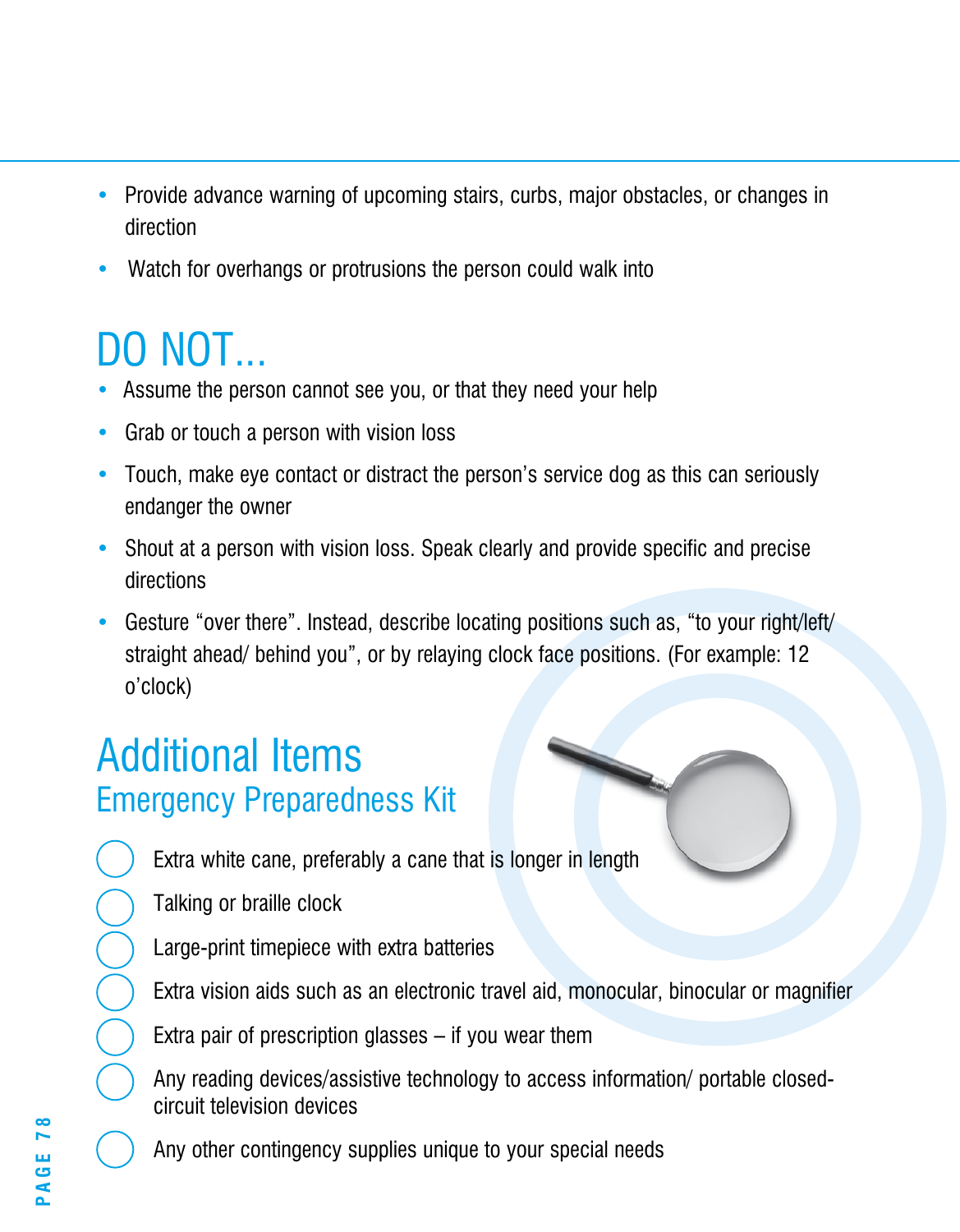- Provide advance warning of upcoming stairs, curbs, major obstacles, or changes in direction
- Watch for overhangs or protrusions the person could walk into

# DO NOT...

- Assume the person cannot see you, or that they need your help
- Grab or touch a person with vision loss
- Touch, make eye contact or distract the person's service dog as this can seriously endanger the owner
- Shout at a person with vision loss. Speak clearly and provide specific and precise directions
- Gesture "over there". Instead, describe locating positions such as, "to your right/left/ straight ahead/ behind you", or by relaying clock face positions. (For example: 12 o'clock)

# Additional Items

## Emergency Preparedness Kit

- ◯ Extra white cane, preferably a cane that is longer in length
- ◯ Talking or braille clock
- ◯ Large-print timepiece with extra batteries
- ◯ Extra vision aids such as an electronic travel aid, monocular, binocular or magnifier
- ◯ Extra pair of prescription glasses – if you wear them
- ◯ Any reading devices/assistive technology to access information/ portable closed-circuit television devices
- ◯ Any other contingency supplies unique to your special needs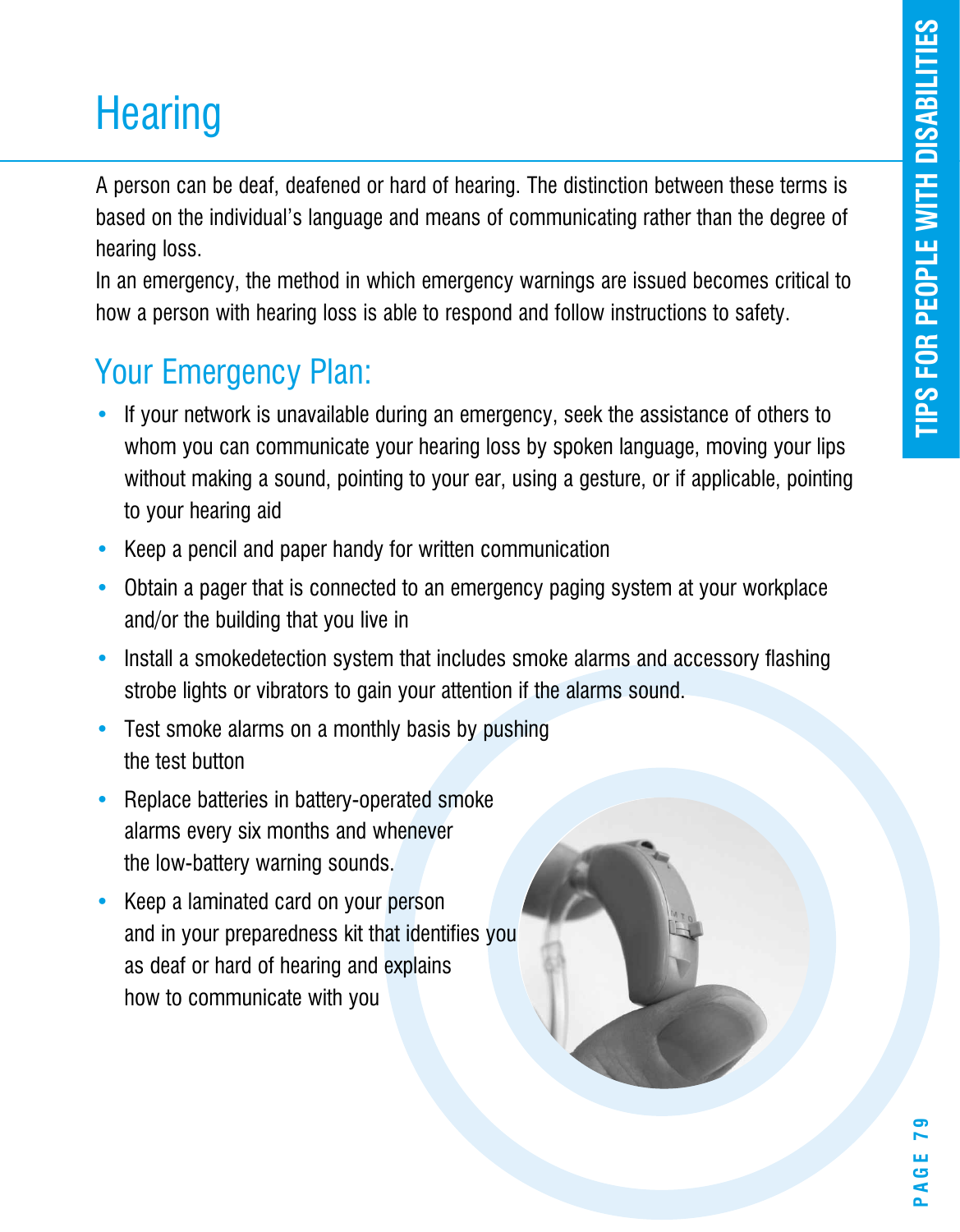# Hearing

A person can be deaf, deafened or hard of hearing. The distinction between these terms is based on the individual's language and means of communicating rather than the degree of hearing loss.

In an emergency, the method in which emergency warnings are issued becomes critical to how a person with hearing loss is able to respond and follow instructions to safety.

## Your Emergency Plan:

- If your network is unavailable during an emergency, seek the assistance of others to whom you can communicate your hearing loss by spoken language, moving your lips without making a sound, pointing to your ear, using a gesture, or if applicable, pointing to your hearing aid
- Keep a pencil and paper handy for written communication
- Obtain a pager that is connected to an emergency paging system at your workplace and/or the building that you live in
- Install a smokedetection system that includes smoke alarms and accessory flashing strobe lights or vibrators to gain your attention if the alarms sound.
- Test smoke alarms on a monthly basis by pushing the test button
- Replace batteries in battery-operated smoke alarms every six months and whenever the low-battery warning sounds.
- Keep a laminated card on your person and in your preparedness kit that identifies you as deaf or hard of hearing and explains how to communicate with you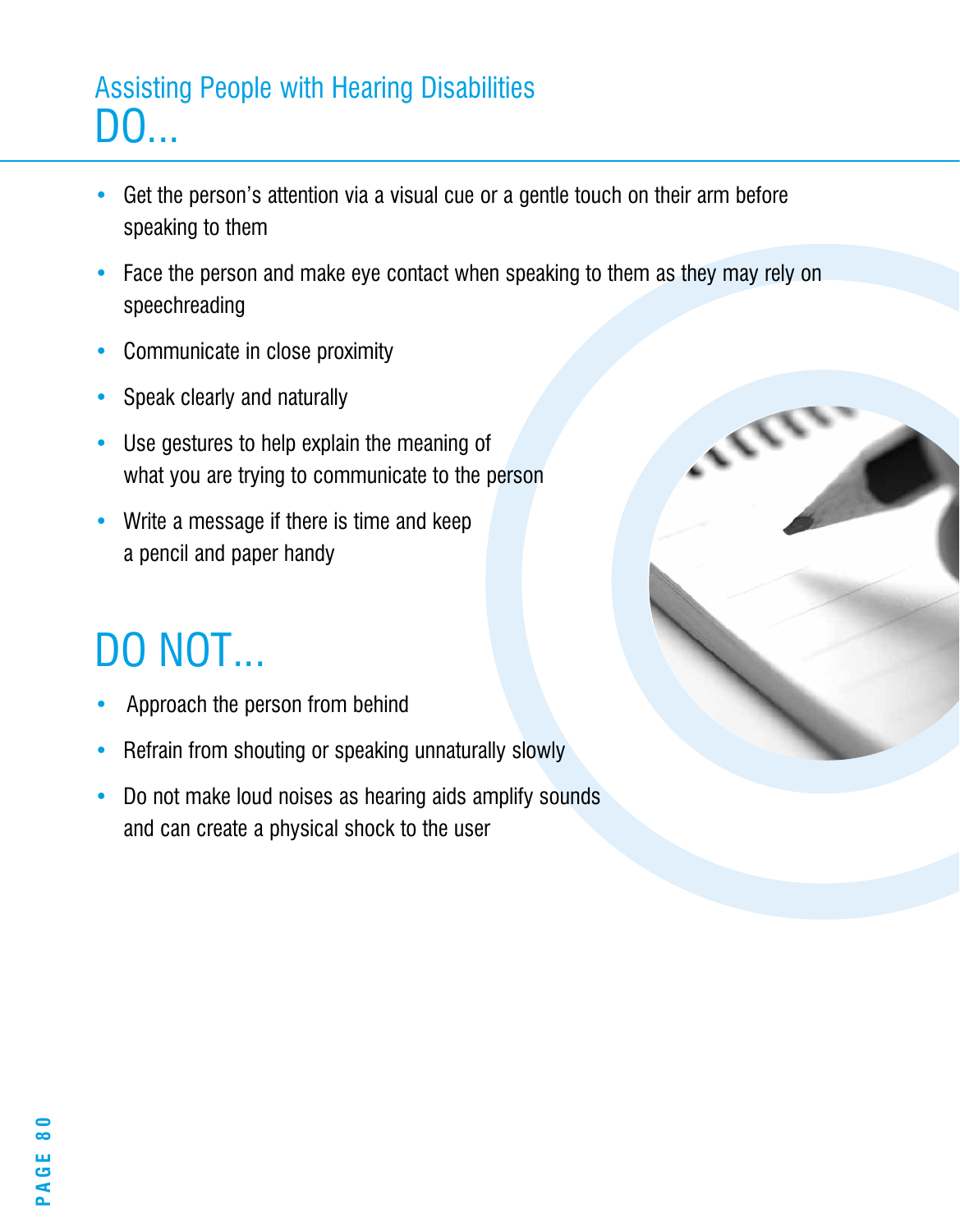## Assisting People with Hearing Disabilities

# DO...

- Get the person's attention via a visual cue or a gentle touch on their arm before speaking to them
- Face the person and make eye contact when speaking to them as they may rely on speechreading
- Communicate in close proximity
- Speak clearly and naturally
- Use gestures to help explain the meaning of what you are trying to communicate to the person
- Write a message if there is time and keep a pencil and paper handy

# DO NOT...

- Approach the person from behind
- Refrain from shouting or speaking unnaturally slowly
- Do not make loud noises as hearing aids amplify sounds and can create a physical shock to the user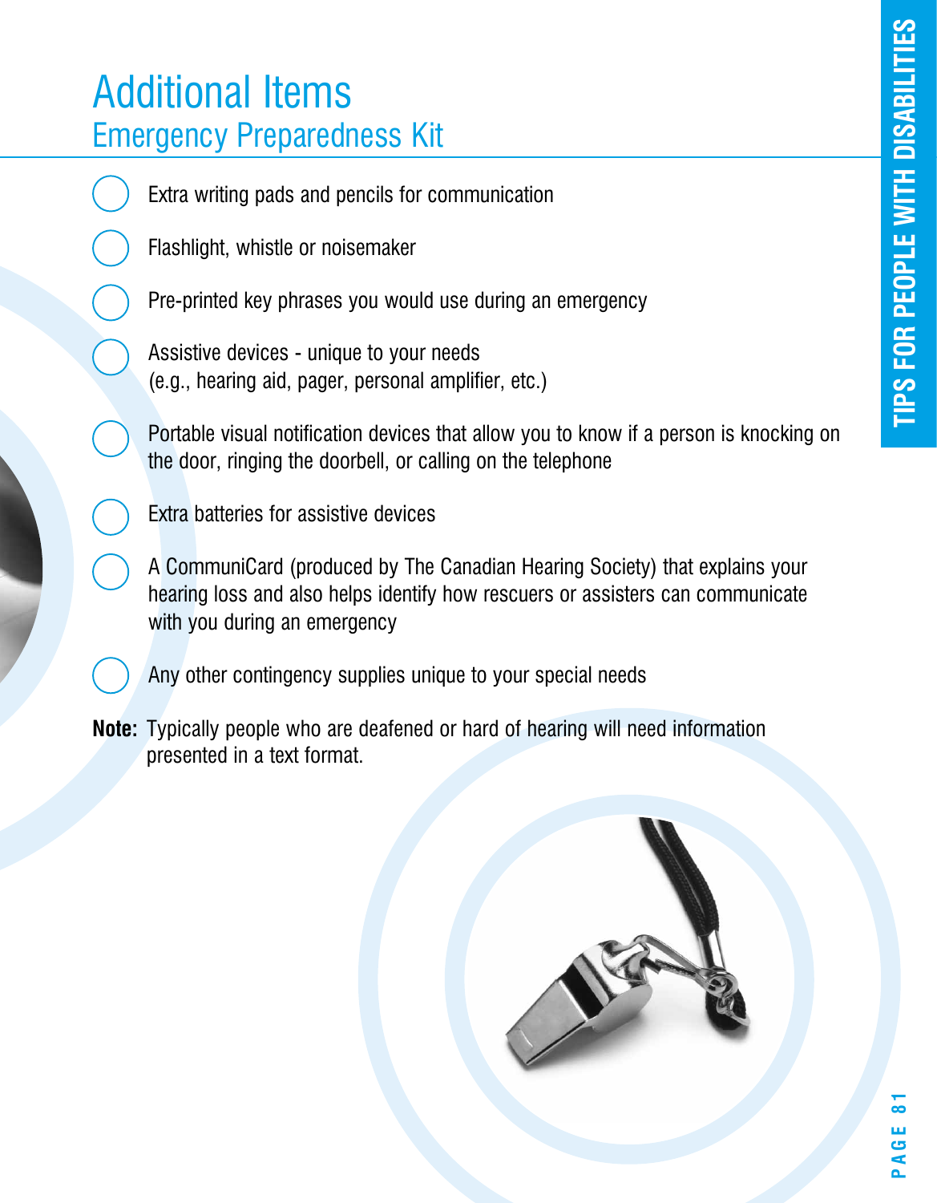# Additional Items

## Emergency Preparedness Kit

- Extra writing pads and pencils for communication
- Flashlight, whistle or noisemaker
- Pre-printed key phrases you would use during an emergency
- Assistive devices - unique to your needs (e.g., hearing aid, pager, personal amplifier, etc.)
- Portable visual notification devices that allow you to know if a person is knocking on the door, ringing the doorbell, or calling on the telephone
- Extra batteries for assistive devices
- A CommuniCard (produced by The Canadian Hearing Society) that explains your hearing loss and also helps identify how rescuers or assisters can communicate with you during an emergency
- Any other contingency supplies unique to your special needs

**Note:** Typically people who are deafened or hard of hearing will need information presented in a text format.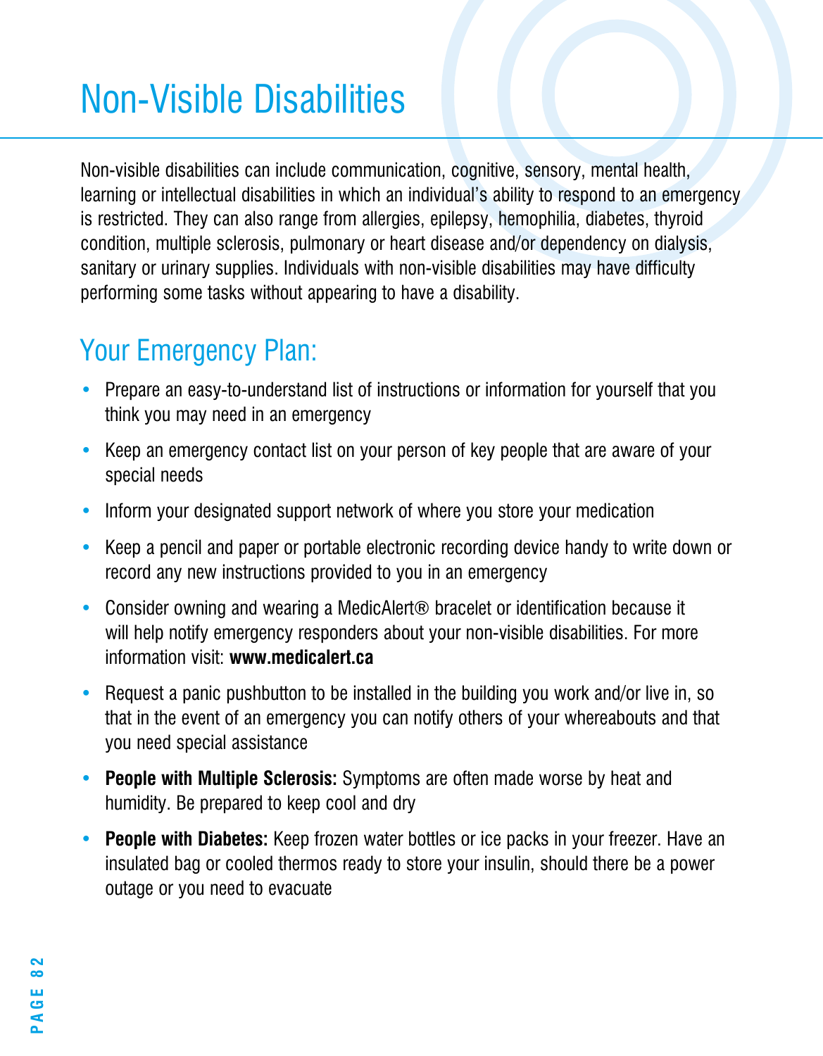# Non-Visible Disabilities

Non-visible disabilities can include communication, cognitive, sensory, mental health, learning or intellectual disabilities in which an individual's ability to respond to an emergency is restricted. They can also range from allergies, epilepsy, hemophilia, diabetes, thyroid condition, multiple sclerosis, pulmonary or heart disease and/or dependency on dialysis, sanitary or urinary supplies. Individuals with non-visible disabilities may have difficulty performing some tasks without appearing to have a disability.

## Your Emergency Plan:

- Prepare an easy-to-understand list of instructions or information for yourself that you think you may need in an emergency
- Keep an emergency contact list on your person of key people that are aware of your special needs
- Inform your designated support network of where you store your medication
- Keep a pencil and paper or portable electronic recording device handy to write down or record any new instructions provided to you in an emergency
- Consider owning and wearing a MedicAlert® bracelet or identification because it will help notify emergency responders about your non-visible disabilities. For more information visit: **www.medicalert.ca**
- Request a panic pushbutton to be installed in the building you work and/or live in, so that in the event of an emergency you can notify others of your whereabouts and that you need special assistance
- **People with Multiple Sclerosis:** Symptoms are often made worse by heat and humidity. Be prepared to keep cool and dry
- **People with Diabetes:** Keep frozen water bottles or ice packs in your freezer. Have an insulated bag or cooled thermos ready to store your insulin, should there be a power outage or you need to evacuate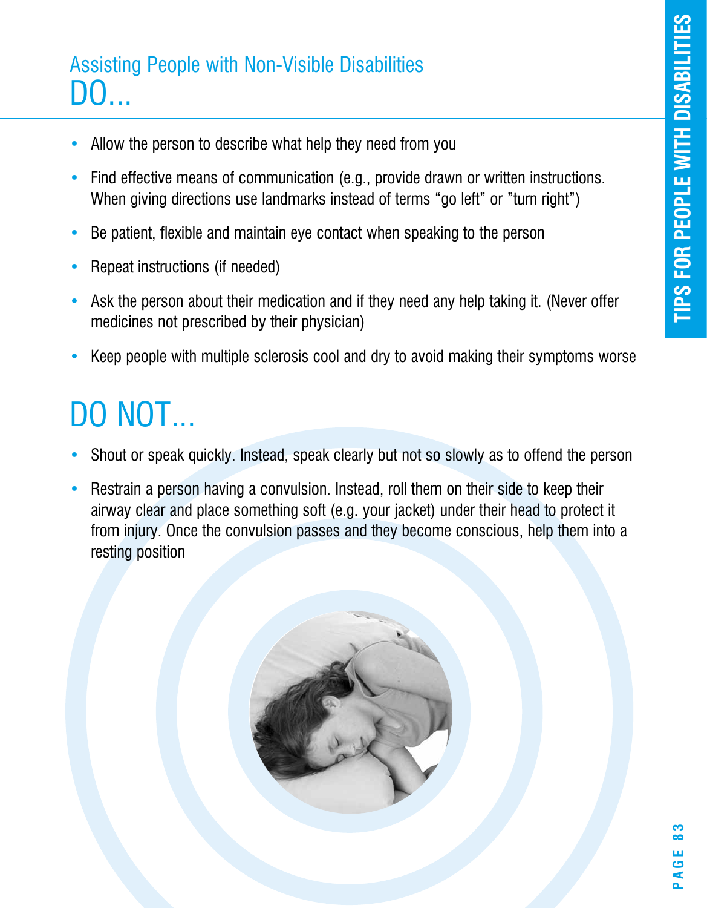## Assisting People with Non-Visible Disabilities

# DO...

- Allow the person to describe what help they need from you
- Find effective means of communication (e.g., provide drawn or written instructions. When giving directions use landmarks instead of terms “go left” or ”turn right”)
- Be patient, flexible and maintain eye contact when speaking to the person
- Repeat instructions (if needed)
- Ask the person about their medication and if they need any help taking it. (Never offer medicines not prescribed by their physician)
- Keep people with multiple sclerosis cool and dry to avoid making their symptoms worse

# DO NOT...

- Shout or speak quickly. Instead, speak clearly but not so slowly as to offend the person
- Restrain a person having a convulsion. Instead, roll them on their side to keep their airway clear and place something soft (e.g. your jacket) under their head to protect it from injury. Once the convulsion passes and they become conscious, help them into a resting position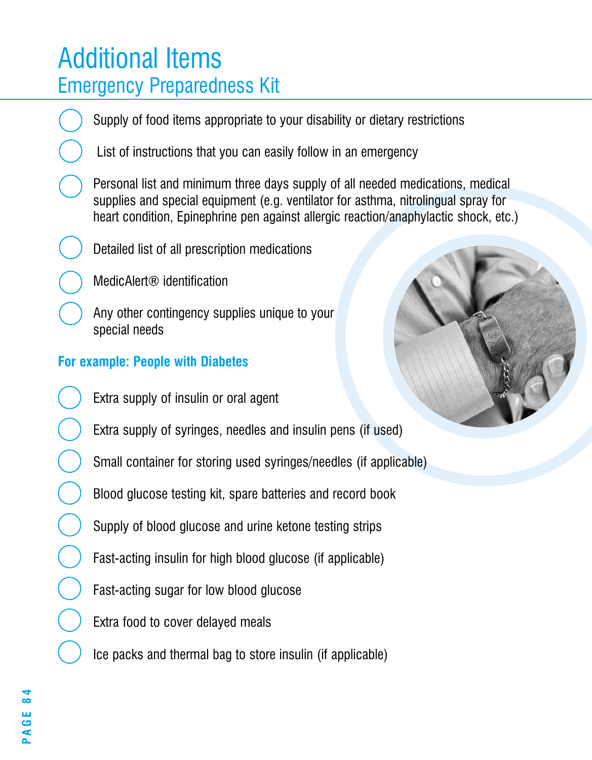# Additional Items

## Emergency Preparedness Kit

- ◯ Supply of food items appropriate to your disability or dietary restrictions
- ◯ List of instructions that you can easily follow in an emergency
- ◯ Personal list and minimum three days supply of all needed medications, medical supplies and special equipment (e.g. ventilator for asthma, nitrolingual spray for heart condition, Epinephrine pen against allergic reaction/anaphylactic shock, etc.)
- ◯ Detailed list of all prescription medications
- ◯ MedicAlert® identification
- ◯ Any other contingency supplies unique to your special needs

**For example: People with Diabetes**

- ◯ Extra supply of insulin or oral agent
- ◯ Extra supply of syringes, needles and insulin pens (if used)
- ◯ Small container for storing used syringes/needles (if applicable)
- ◯ Blood glucose testing kit, spare batteries and record book
- ◯ Supply of blood glucose and urine ketone testing strips
- ◯ Fast-acting insulin for high blood glucose (if applicable)
- ◯ Fast-acting sugar for low blood glucose
- ◯ Extra food to cover delayed meals
- ◯ Ice packs and thermal bag to store insulin (if applicable)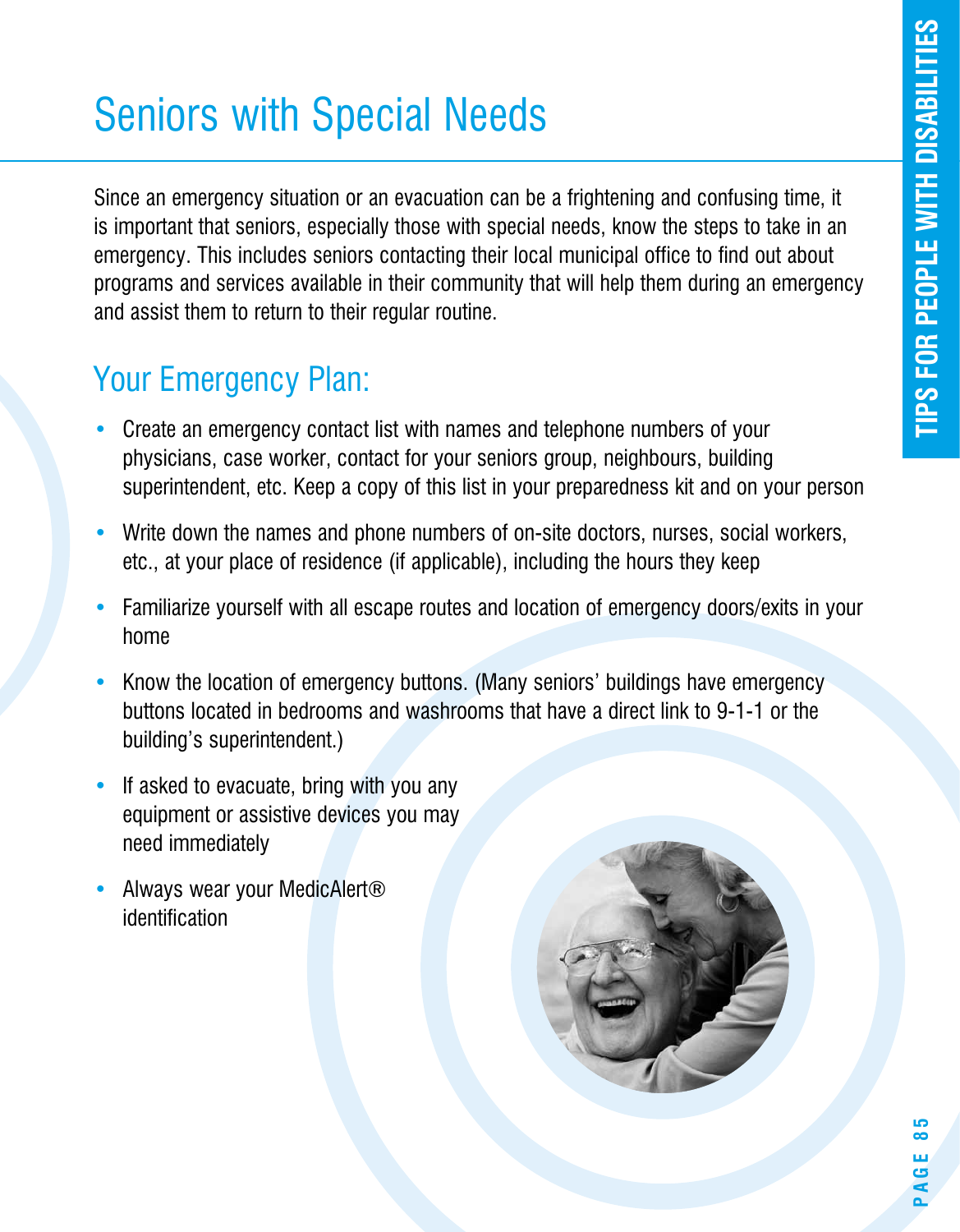# Seniors with Special Needs

Since an emergency situation or an evacuation can be a frightening and confusing time, it is important that seniors, especially those with special needs, know the steps to take in an emergency. This includes seniors contacting their local municipal office to find out about programs and services available in their community that will help them during an emergency and assist them to return to their regular routine.

## Your Emergency Plan:

- Create an emergency contact list with names and telephone numbers of your physicians, case worker, contact for your seniors group, neighbours, building superintendent, etc. Keep a copy of this list in your preparedness kit and on your person
- Write down the names and phone numbers of on-site doctors, nurses, social workers, etc., at your place of residence (if applicable), including the hours they keep
- Familiarize yourself with all escape routes and location of emergency doors/exits in your home
- Know the location of emergency buttons. (Many seniors' buildings have emergency buttons located in bedrooms and washrooms that have a direct link to 9-1-1 or the building's superintendent.)
- If asked to evacuate, bring with you any equipment or assistive devices you may need immediately
- Always wear your MedicAlert® identification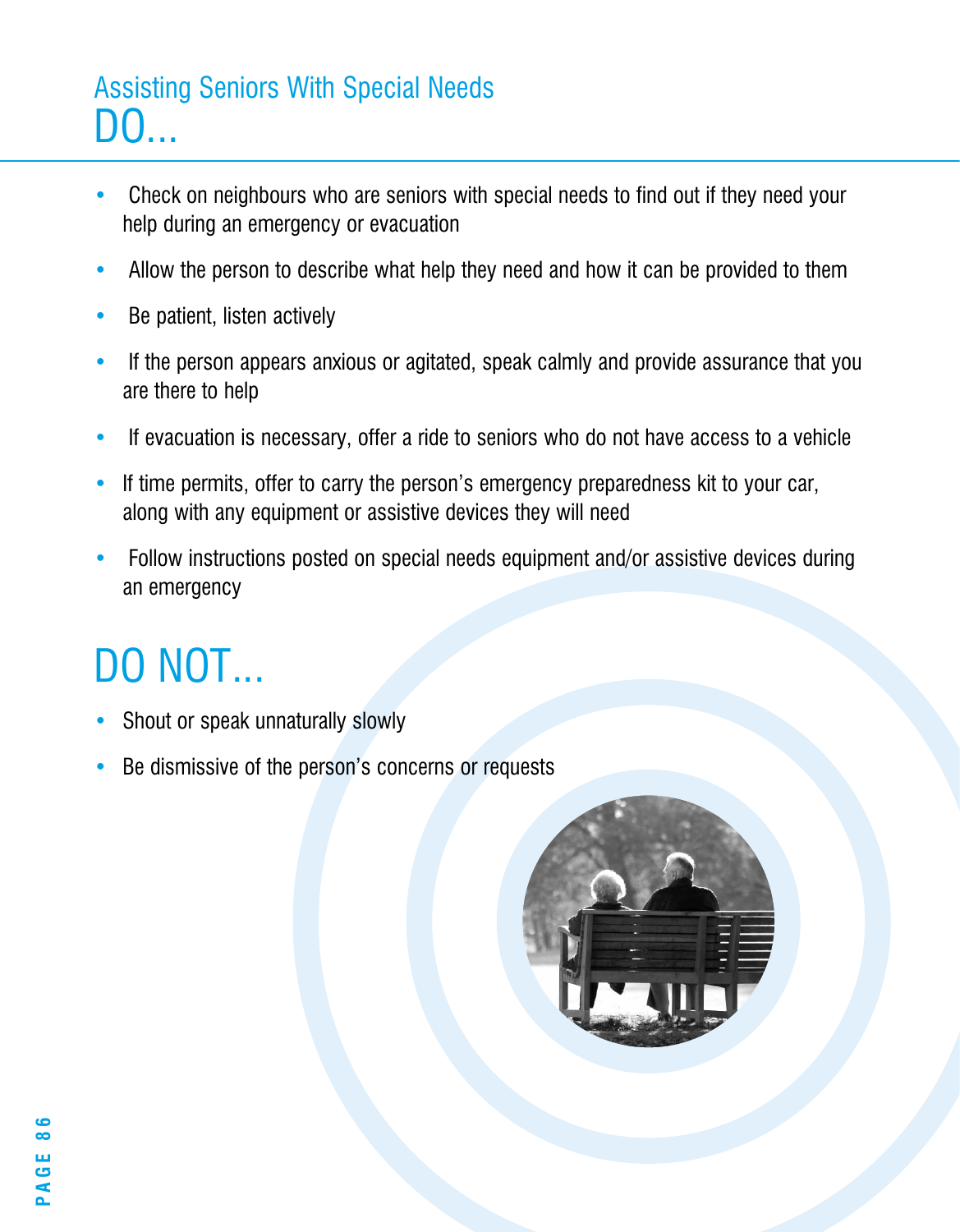## Assisting Seniors With Special Needs

# DO...

- Check on neighbours who are seniors with special needs to find out if they need your help during an emergency or evacuation
- Allow the person to describe what help they need and how it can be provided to them
- Be patient, listen actively
- If the person appears anxious or agitated, speak calmly and provide assurance that you are there to help
- If evacuation is necessary, offer a ride to seniors who do not have access to a vehicle
- If time permits, offer to carry the person's emergency preparedness kit to your car, along with any equipment or assistive devices they will need
- Follow instructions posted on special needs equipment and/or assistive devices during an emergency

# DO NOT...

- Shout or speak unnaturally slowly
- Be dismissive of the person's concerns or requests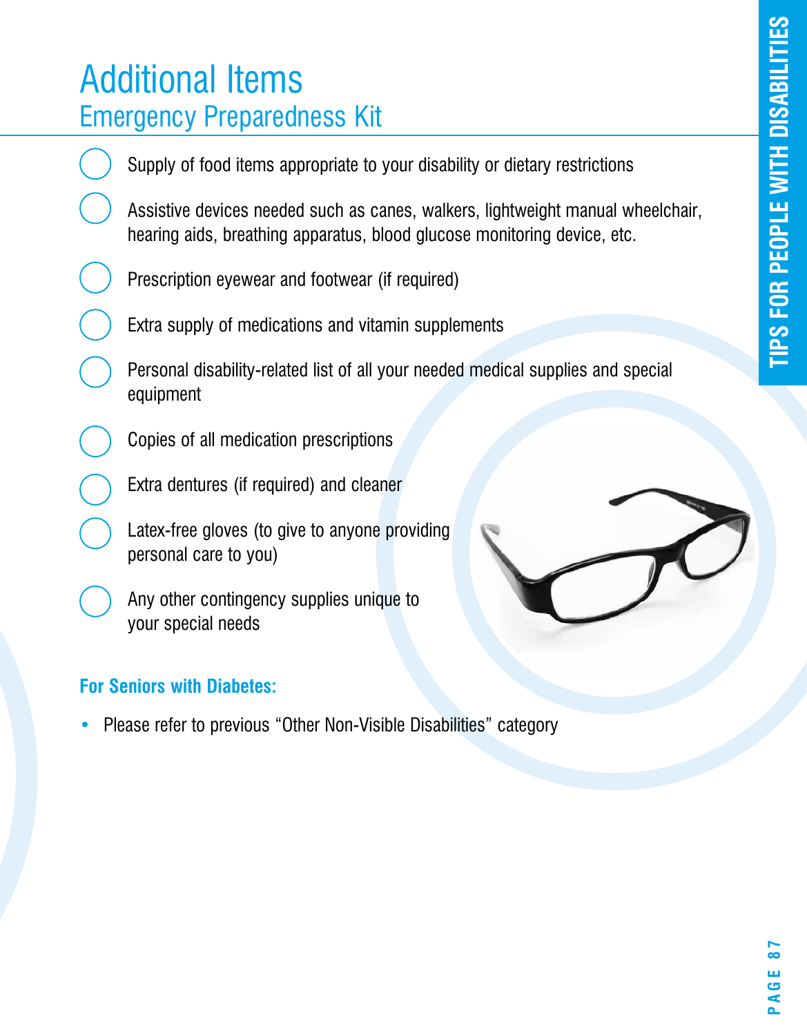# Additional Items

## Emergency Preparedness Kit

- [ ] Supply of food items appropriate to your disability or dietary restrictions
- [ ] Assistive devices needed such as canes, walkers, lightweight manual wheelchair, hearing aids, breathing apparatus, blood glucose monitoring device, etc.
- [ ] Prescription eyewear and footwear (if required)
- [ ] Extra supply of medications and vitamin supplements
- [ ] Personal disability-related list of all your needed medical supplies and special equipment
- [ ] Copies of all medication prescriptions
- [ ] Extra dentures (if required) and cleaner
- [ ] Latex-free gloves (to give to anyone providing personal care to you)
- [ ] Any other contingency supplies unique to your special needs

**For Seniors with Diabetes:**

- Please refer to previous "Other Non-Visible Disabilities" category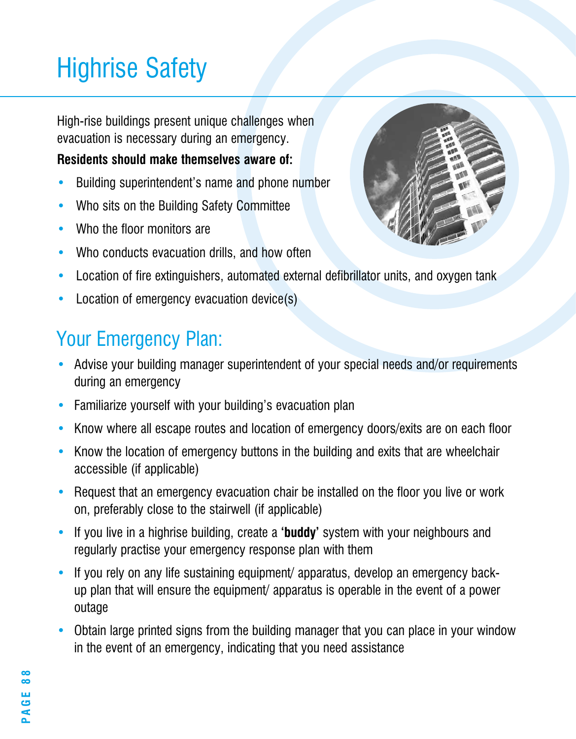# Highrise Safety

High-rise buildings present unique challenges when evacuation is necessary during an emergency.

**Residents should make themselves aware of:**

- Building superintendent's name and phone number
- Who sits on the Building Safety Committee
- Who the floor monitors are
- Who conducts evacuation drills, and how often
- Location of fire extinguishers, automated external defibrillator units, and oxygen tank
- Location of emergency evacuation device(s)

## Your Emergency Plan:

- Advise your building manager superintendent of your special needs and/or requirements during an emergency
- Familiarize yourself with your building's evacuation plan
- Know where all escape routes and location of emergency doors/exits are on each floor
- Know the location of emergency buttons in the building and exits that are wheelchair accessible (if applicable)
- Request that an emergency evacuation chair be installed on the floor you live or work on, preferably close to the stairwell (if applicable)
- If you live in a highrise building, create a **'buddy'** system with your neighbours and regularly practise your emergency response plan with them
- If you rely on any life sustaining equipment/ apparatus, develop an emergency back-up plan that will ensure the equipment/ apparatus is operable in the event of a power outage
- Obtain large printed signs from the building manager that you can place in your window in the event of an emergency, indicating that you need assistance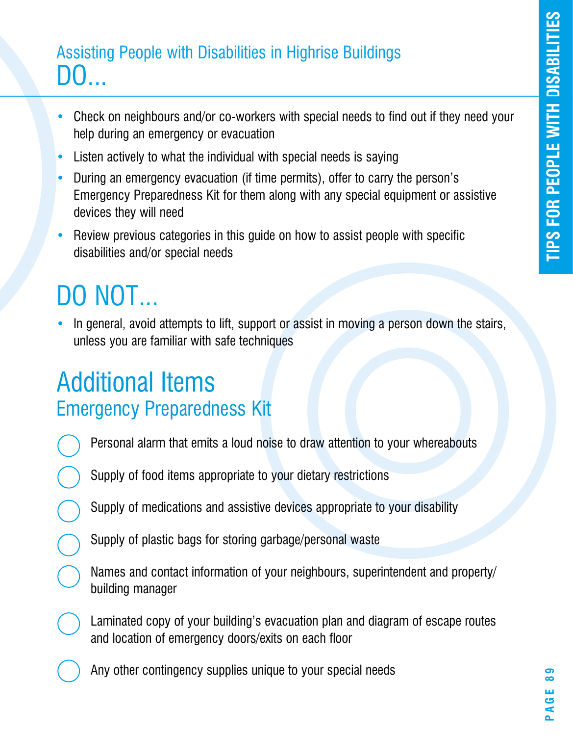## Assisting People with Disabilities in Highrise Buildings

# DO...

- Check on neighbours and/or co-workers with special needs to find out if they need your help during an emergency or evacuation
- Listen actively to what the individual with special needs is saying
- During an emergency evacuation (if time permits), offer to carry the person's Emergency Preparedness Kit for them along with any special equipment or assistive devices they will need
- Review previous categories in this guide on how to assist people with specific disabilities and/or special needs

# DO NOT...

- In general, avoid attempts to lift, support or assist in moving a person down the stairs, unless you are familiar with safe techniques

# Additional Items

## Emergency Preparedness Kit

- [ ] Personal alarm that emits a loud noise to draw attention to your whereabouts
- [ ] Supply of food items appropriate to your dietary restrictions
- [ ] Supply of medications and assistive devices appropriate to your disability
- [ ] Supply of plastic bags for storing garbage/personal waste
- [ ] Names and contact information of your neighbours, superintendent and property/building manager
- [ ] Laminated copy of your building's evacuation plan and diagram of escape routes and location of emergency doors/exits on each floor
- [ ] Any other contingency supplies unique to your special needs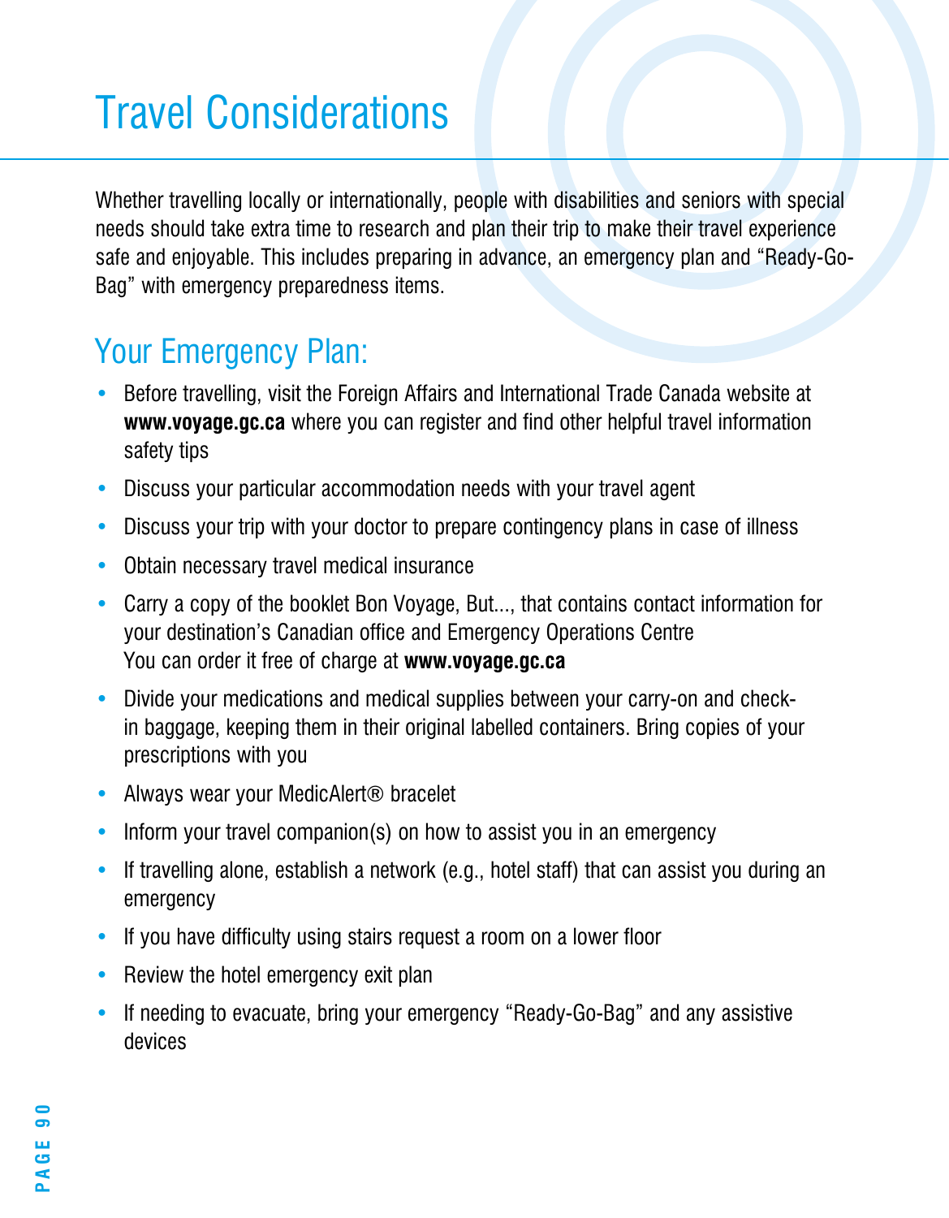# Travel Considerations

Whether travelling locally or internationally, people with disabilities and seniors with special needs should take extra time to research and plan their trip to make their travel experience safe and enjoyable. This includes preparing in advance, an emergency plan and "Ready-Go-Bag" with emergency preparedness items.

## Your Emergency Plan:

- Before travelling, visit the Foreign Affairs and International Trade Canada website at **www.voyage.gc.ca** where you can register and find other helpful travel information safety tips
- Discuss your particular accommodation needs with your travel agent
- Discuss your trip with your doctor to prepare contingency plans in case of illness
- Obtain necessary travel medical insurance
- Carry a copy of the booklet Bon Voyage, But..., that contains contact information for your destination's Canadian office and Emergency Operations Centre  
  You can order it free of charge at **www.voyage.gc.ca**
- Divide your medications and medical supplies between your carry-on and check-in baggage, keeping them in their original labelled containers. Bring copies of your prescriptions with you
- Always wear your MedicAlert® bracelet
- Inform your travel companion(s) on how to assist you in an emergency
- If travelling alone, establish a network (e.g., hotel staff) that can assist you during an emergency
- If you have difficulty using stairs request a room on a lower floor
- Review the hotel emergency exit plan
- If needing to evacuate, bring your emergency "Ready-Go-Bag" and any assistive devices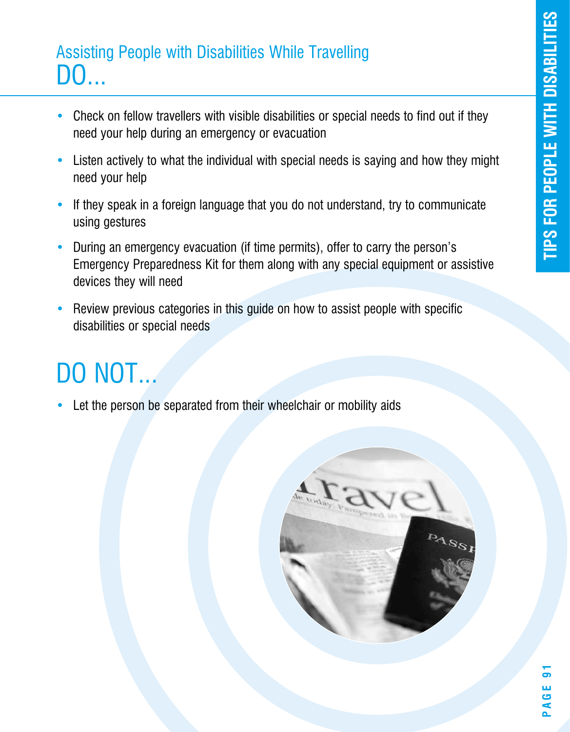## Assisting People with Disabilities While Travelling

# DO...

- Check on fellow travellers with visible disabilities or special needs to find out if they need your help during an emergency or evacuation
- Listen actively to what the individual with special needs is saying and how they might need your help
- If they speak in a foreign language that you do not understand, try to communicate using gestures
- During an emergency evacuation (if time permits), offer to carry the person's Emergency Preparedness Kit for them along with any special equipment or assistive devices they will need
- Review previous categories in this guide on how to assist people with specific disabilities or special needs

# DO NOT...

- Let the person be separated from their wheelchair or mobility aids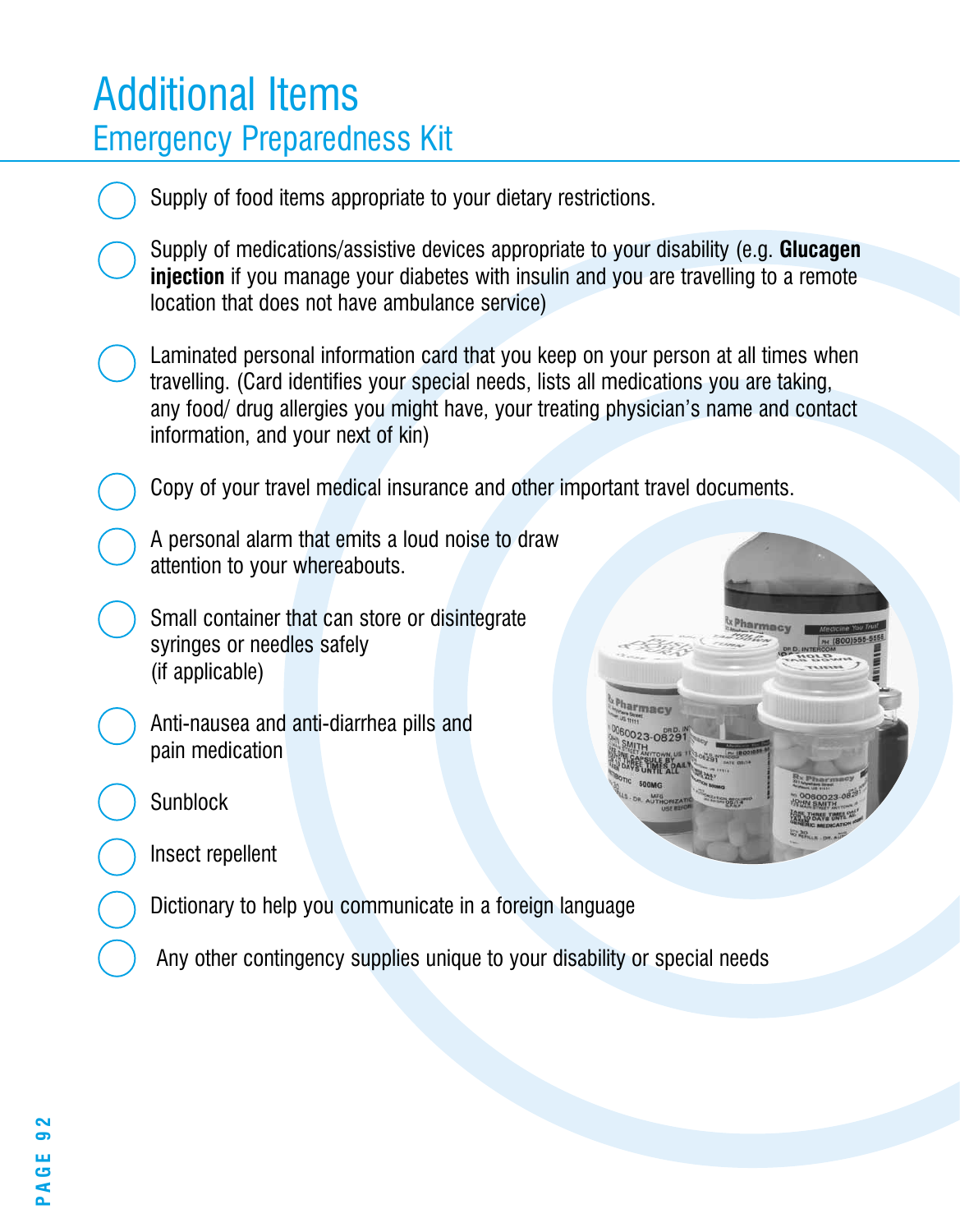# Additional Items

## Emergency Preparedness Kit

- Supply of food items appropriate to your dietary restrictions.
- Supply of medications/assistive devices appropriate to your disability (e.g. **Glucagen injection** if you manage your diabetes with insulin and you are travelling to a remote location that does not have ambulance service)
- Laminated personal information card that you keep on your person at all times when travelling. (Card identifies your special needs, lists all medications you are taking, any food/ drug allergies you might have, your treating physician's name and contact information, and your next of kin)
- Copy of your travel medical insurance and other important travel documents.
- A personal alarm that emits a loud noise to draw attention to your whereabouts.
- Small container that can store or disintegrate syringes or needles safely (if applicable)
- Anti-nausea and anti-diarrhea pills and pain medication
- Sunblock
- Insect repellent
- Dictionary to help you communicate in a foreign language
- Any other contingency supplies unique to your disability or special needs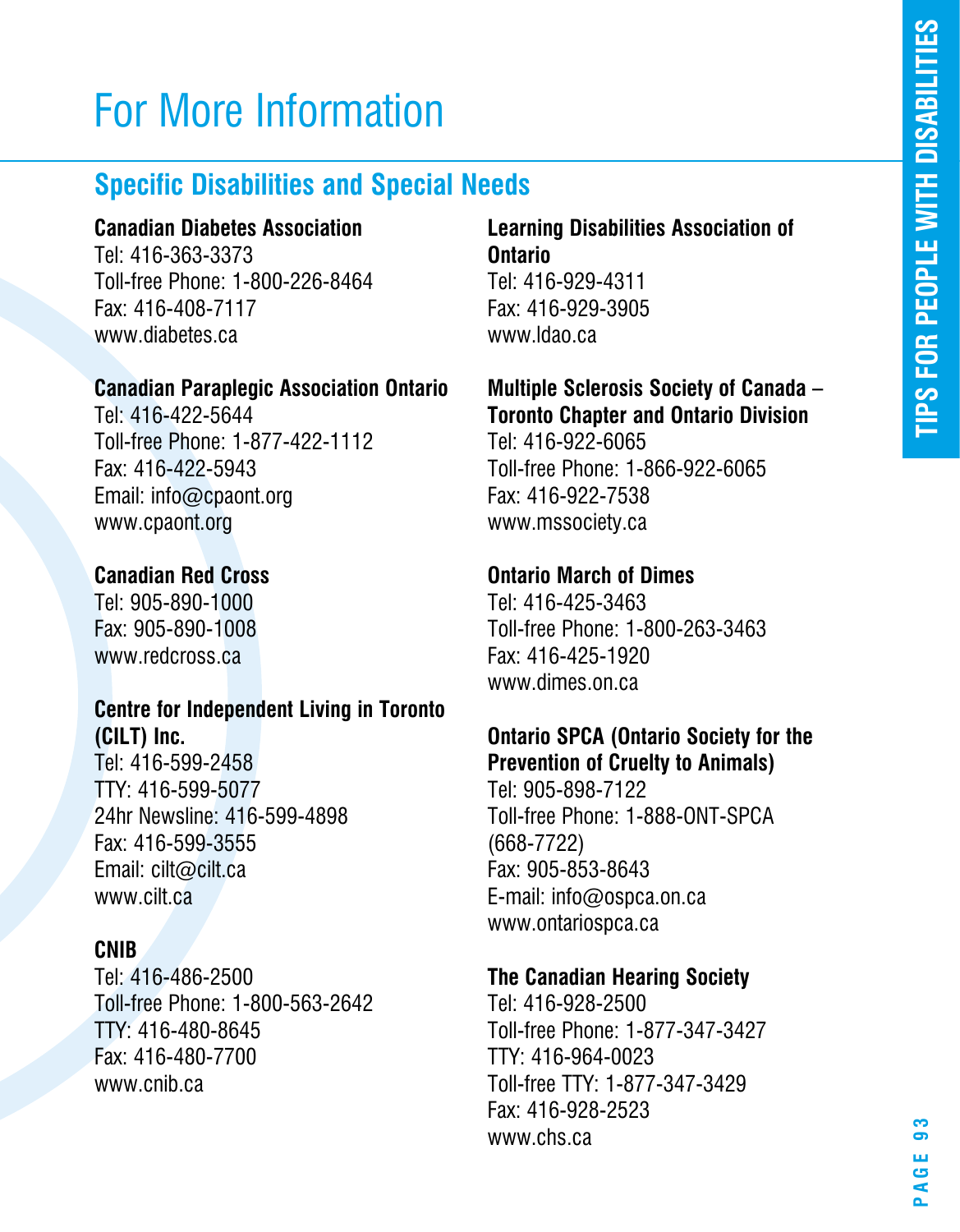# For More Information

## Specific Disabilities and Special Needs

**Canadian Diabetes Association**
Tel: 416-363-3373
Toll-free Phone: 1-800-226-8464
Fax: 416-408-7117
www.diabetes.ca

**Canadian Paraplegic Association Ontario**
Tel: 416-422-5644
Toll-free Phone: 1-877-422-1112
Fax: 416-422-5943
Email: info@cpaont.org
www.cpaont.org

**Canadian Red Cross**
Tel: 905-890-1000
Fax: 905-890-1008
www.redcross.ca

**Centre for Independent Living in Toronto (CILT) Inc.**
Tel: 416-599-2458
TTY: 416-599-5077
24hr Newsline: 416-599-4898
Fax: 416-599-3555
Email: cilt@cilt.ca
www.cilt.ca

**CNIB**
Tel: 416-486-2500
Toll-free Phone: 1-800-563-2642
TTY: 416-480-8645
Fax: 416-480-7700
www.cnib.ca

**Learning Disabilities Association of Ontario**
Tel: 416-929-4311
Fax: 416-929-3905
www.ldao.ca

**Multiple Sclerosis Society of Canada – Toronto Chapter and Ontario Division**
Tel: 416-922-6065
Toll-free Phone: 1-866-922-6065
Fax: 416-922-7538
www.mssociety.ca

**Ontario March of Dimes**
Tel: 416-425-3463
Toll-free Phone: 1-800-263-3463
Fax: 416-425-1920
www.dimes.on.ca

**Ontario SPCA (Ontario Society for the Prevention of Cruelty to Animals)**
Tel: 905-898-7122
Toll-free Phone: 1-888-ONT-SPCA (668-7722)
Fax: 905-853-8643
E-mail: info@ospca.on.ca
www.ontariospca.ca

**The Canadian Hearing Society**
Tel: 416-928-2500
Toll-free Phone: 1-877-347-3427
TTY: 416-964-0023
Toll-free TTY: 1-877-347-3429
Fax: 416-928-2523
www.chs.ca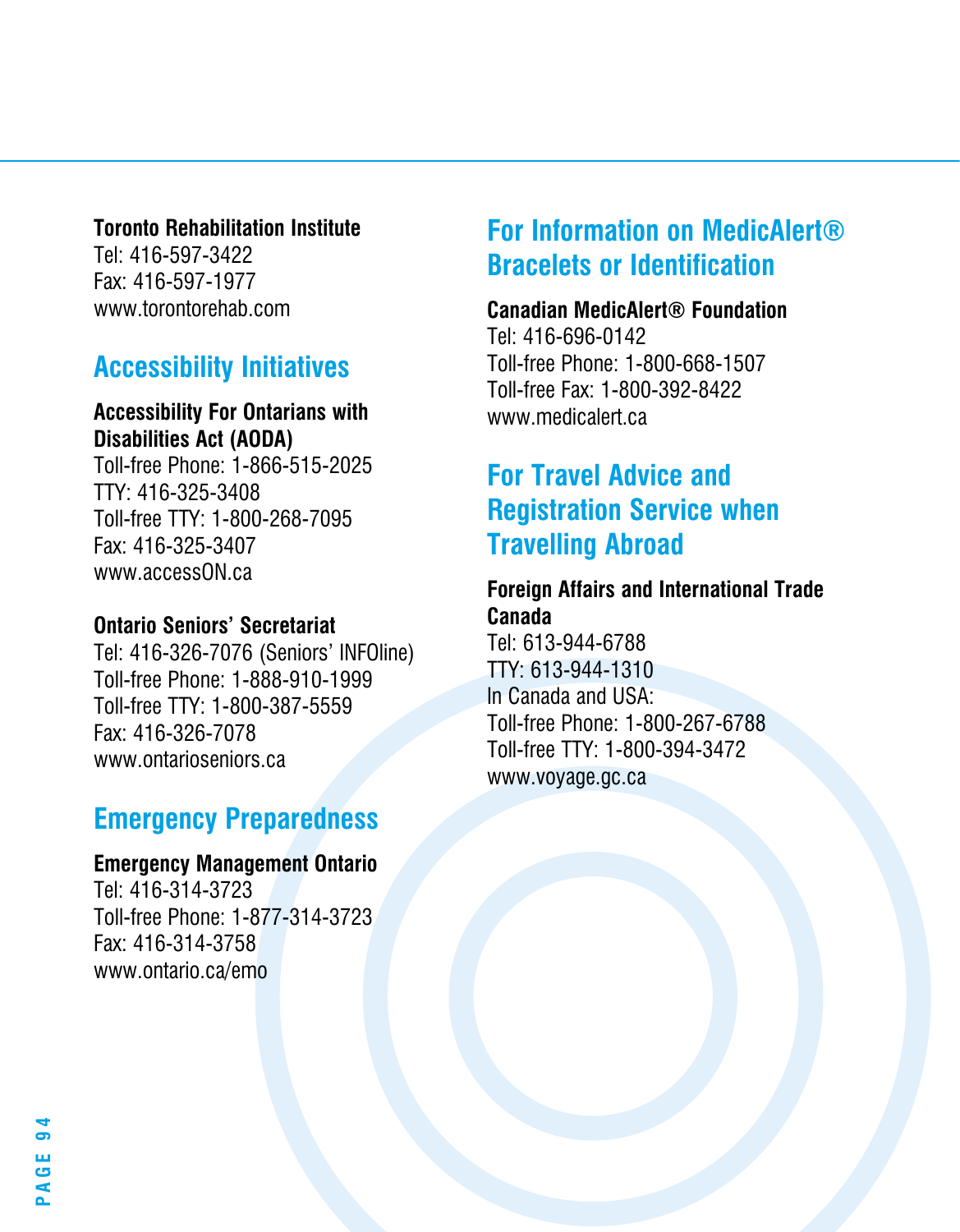**Toronto Rehabilitation Institute**
Tel: 416-597-3422
Fax: 416-597-1977
www.torontorehab.com

## Accessibility Initiatives

**Accessibility For Ontarians with Disabilities Act (AODA)**
Toll-free Phone: 1-866-515-2025
TTY: 416-325-3408
Toll-free TTY: 1-800-268-7095
Fax: 416-325-3407
www.accessON.ca

**Ontario Seniors' Secretariat**
Tel: 416-326-7076 (Seniors' INFOline)
Toll-free Phone: 1-888-910-1999
Toll-free TTY: 1-800-387-5559
Fax: 416-326-7078
www.ontarioseniors.ca

## Emergency Preparedness

**Emergency Management Ontario**
Tel: 416-314-3723
Toll-free Phone: 1-877-314-3723
Fax: 416-314-3758
www.ontario.ca/emo

## For Information on MedicAlert® Bracelets or Identification

**Canadian MedicAlert® Foundation**
Tel: 416-696-0142
Toll-free Phone: 1-800-668-1507
Toll-free Fax: 1-800-392-8422
www.medicalert.ca

## For Travel Advice and Registration Service when Travelling Abroad

**Foreign Affairs and International Trade Canada**
Tel: 613-944-6788
TTY: 613-944-1310
In Canada and USA:
Toll-free Phone: 1-800-267-6788
Toll-free TTY: 1-800-394-3472
www.voyage.gc.ca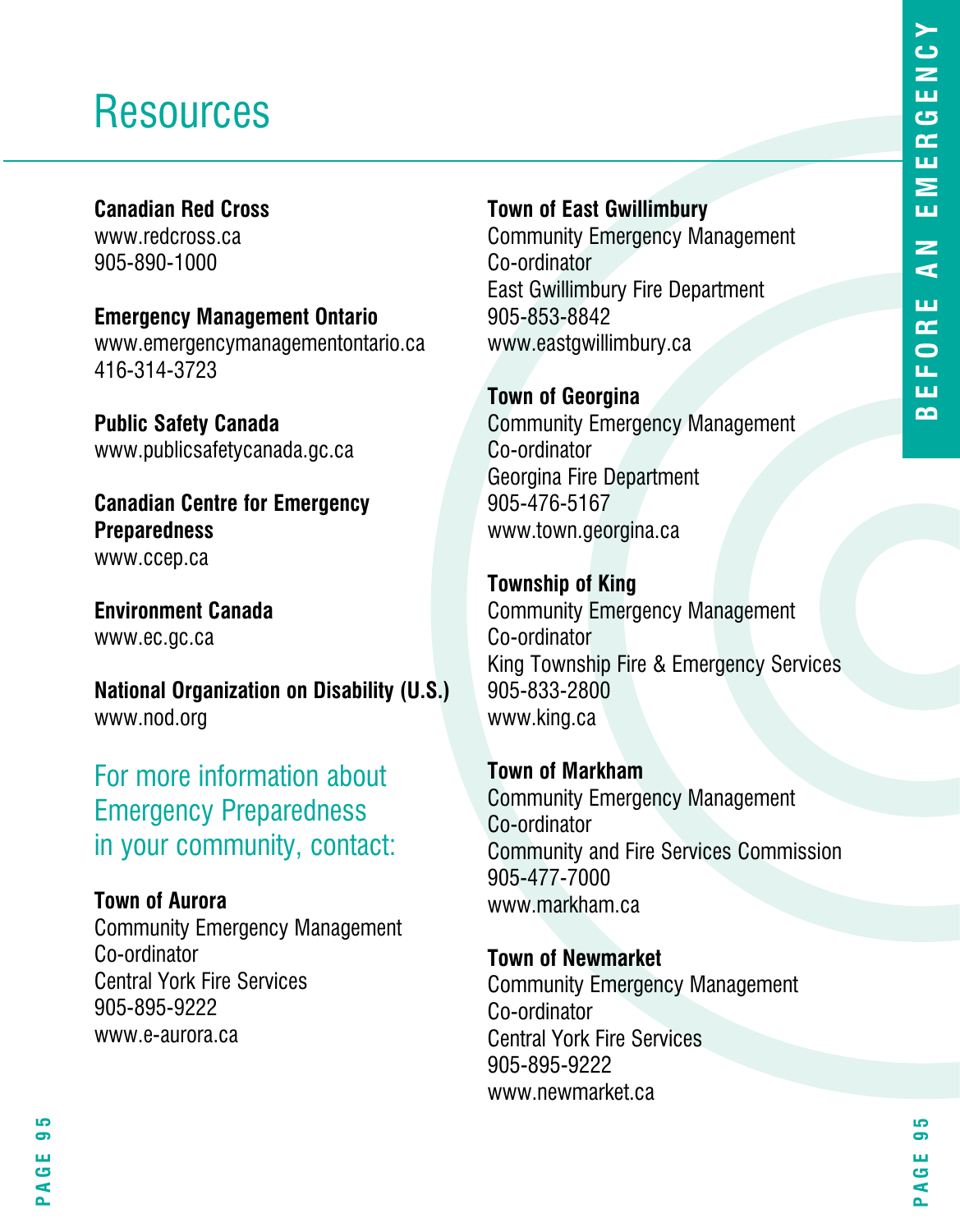# Resources

**Canadian Red Cross**
www.redcross.ca
905-890-1000

**Emergency Management Ontario**
www.emergencymanagementontario.ca
416-314-3723

**Public Safety Canada**
www.publicsafetycanada.gc.ca

**Canadian Centre for Emergency Preparedness**
www.ccep.ca

**Environment Canada**
www.ec.gc.ca

**National Organization on Disability (U.S.)**
www.nod.org

## For more information about Emergency Preparedness in your community, contact:

**Town of Aurora**
Community Emergency Management Co-ordinator
Central York Fire Services
905-895-9222
www.e-aurora.ca

**Town of East Gwillimbury**
Community Emergency Management Co-ordinator
East Gwillimbury Fire Department
905-853-8842
www.eastgwillimbury.ca

**Town of Georgina**
Community Emergency Management Co-ordinator
Georgina Fire Department
905-476-5167
www.town.georgina.ca

**Township of King**
Community Emergency Management Co-ordinator
King Township Fire & Emergency Services
905-833-2800
www.king.ca

**Town of Markham**
Community Emergency Management Co-ordinator
Community and Fire Services Commission
905-477-7000
www.markham.ca

**Town of Newmarket**
Community Emergency Management Co-ordinator
Central York Fire Services
905-895-9222
www.newmarket.ca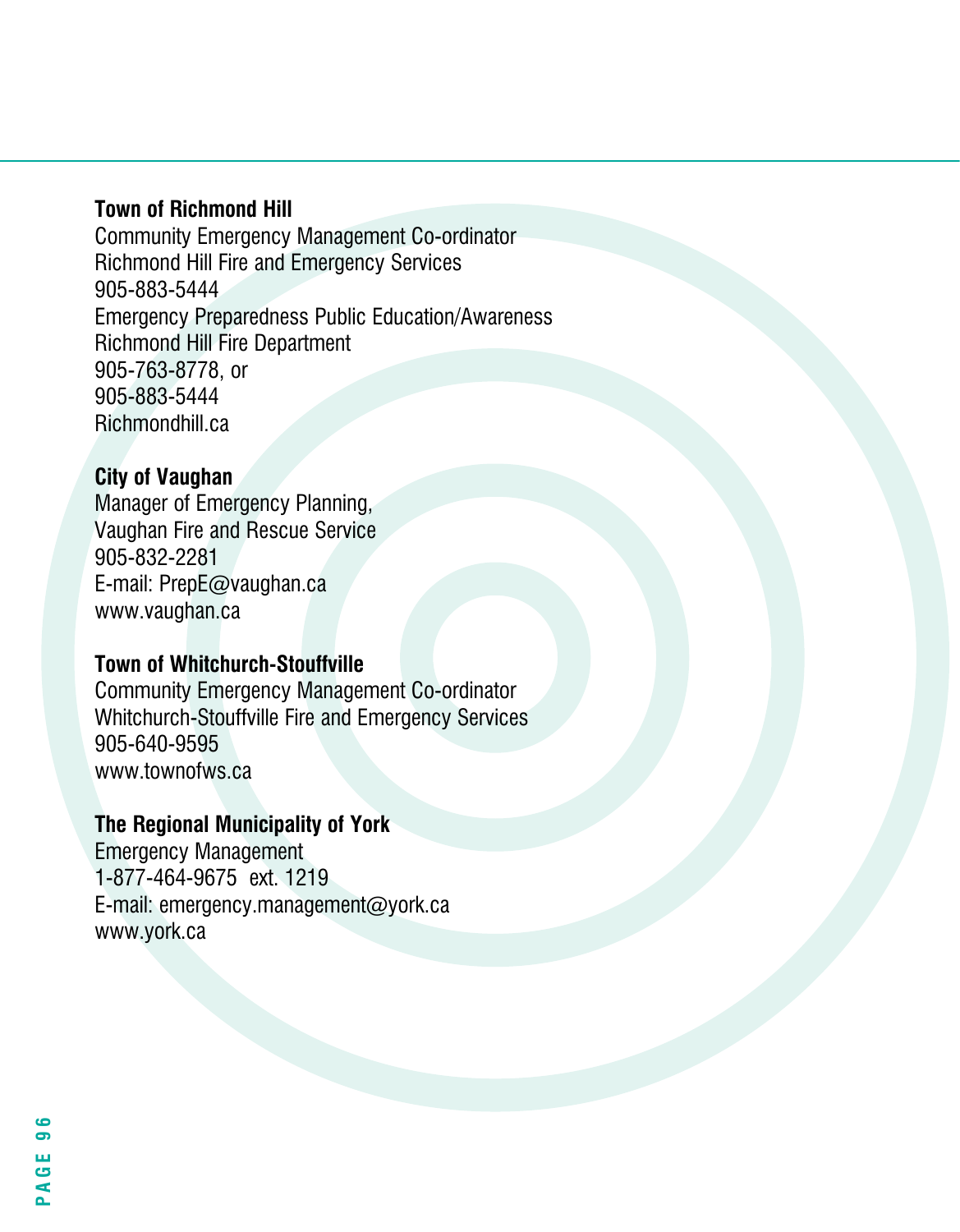**Town of Richmond Hill**
Community Emergency Management Co-ordinator
Richmond Hill Fire and Emergency Services
905-883-5444
Emergency Preparedness Public Education/Awareness
Richmond Hill Fire Department
905-763-8778, or
905-883-5444
Richmondhill.ca

**City of Vaughan**
Manager of Emergency Planning,
Vaughan Fire and Rescue Service
905-832-2281
E-mail: PrepE@vaughan.ca
www.vaughan.ca

**Town of Whitchurch-Stouffville**
Community Emergency Management Co-ordinator
Whitchurch-Stouffville Fire and Emergency Services
905-640-9595
www.townofws.ca

**The Regional Municipality of York**
Emergency Management
1-877-464-9675 ext. 1219
E-mail: emergency.management@york.ca
www.york.ca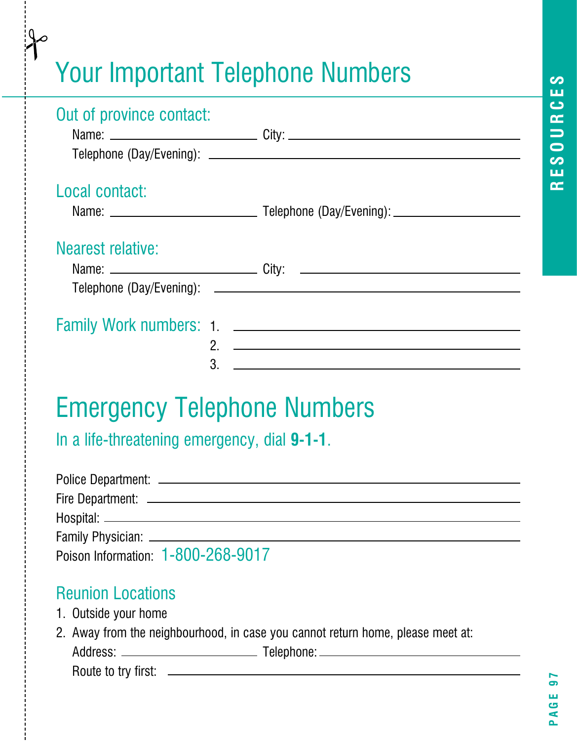# Your Important Telephone Numbers

## Out of province contact:

Name: ____________________ City: ____________________

Telephone (Day/Evening): ____________________

## Local contact:

Name: ____________________ Telephone (Day/Evening): ____________________

## Nearest relative:

Name: ____________________ City: ____________________

Telephone (Day/Evening): ____________________

## Family Work numbers:

1. ____________________
2. ____________________
3. ____________________

# Emergency Telephone Numbers

## In a life-threatening emergency, dial **9-1-1**.

Police Department: ____________________

Fire Department: ____________________

Hospital: ____________________

Family Physician: ____________________

Poison Information: 1-800-268-9017

## Reunion Locations

1. Outside your home
2. Away from the neighbourhood, in case you cannot return home, please meet at:

   Address: ____________________ Telephone: ____________________

   Route to try first: ____________________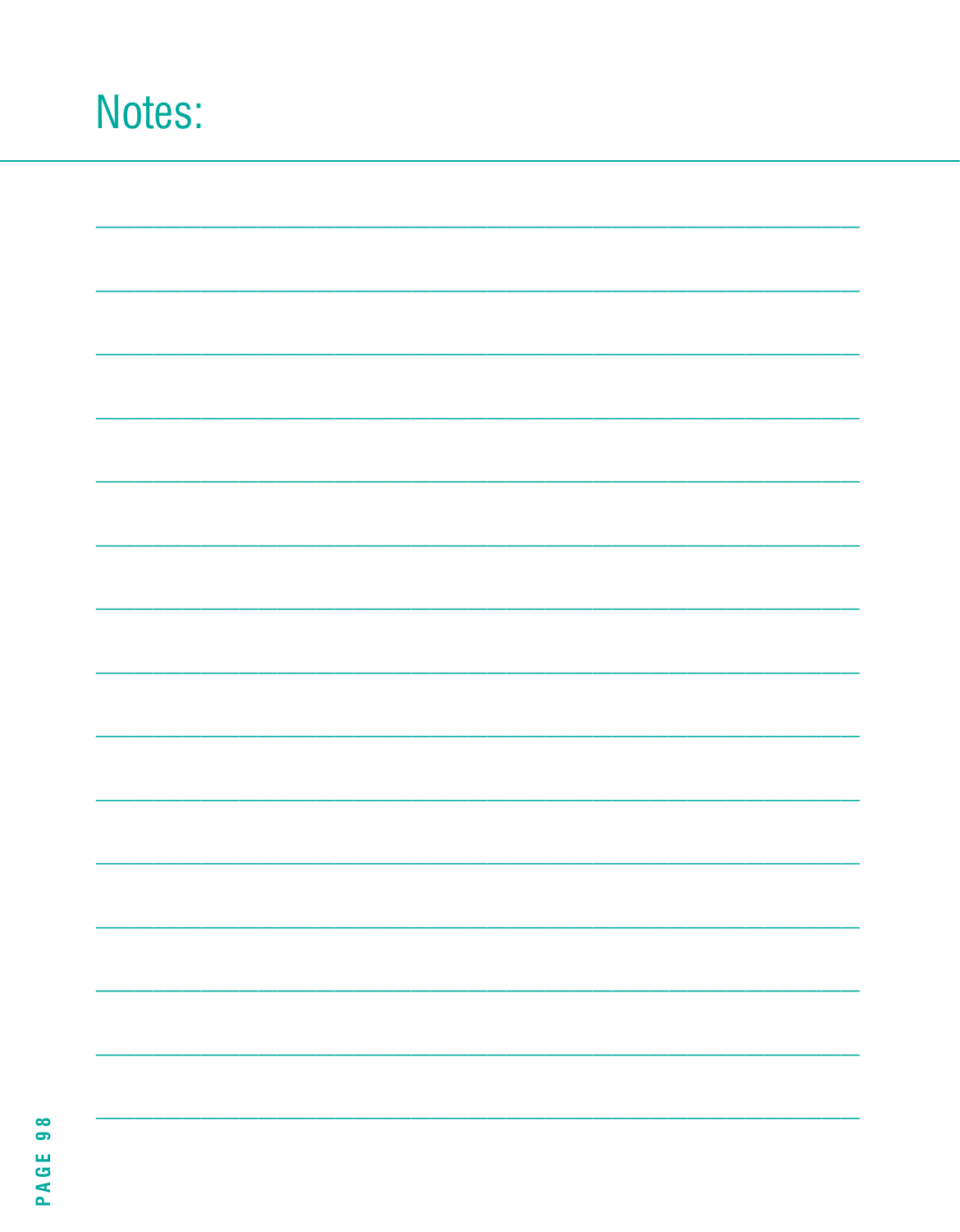# Notes: